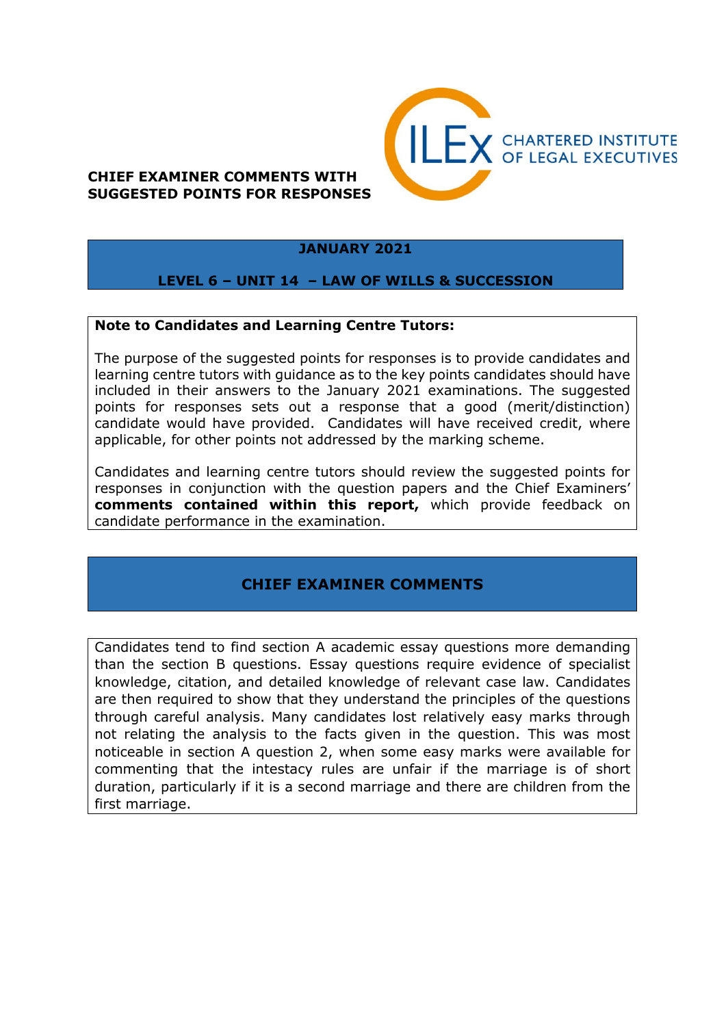**CHIEF EXAMINER COMMENTS WITH SUGGESTED POINTS FOR RESPONSES**

CHARTERED INSTITUTE OF LEGAL EXECUTIVES

## JANUARY 2021

## LEVEL 6 – UNIT 14 – LAW OF WILLS & SUCCESSION

**Note to Candidates and Learning Centre Tutors:**

The purpose of the suggested points for responses is to provide candidates and learning centre tutors with guidance as to the key points candidates should have included in their answers to the January 2021 examinations. The suggested points for responses sets out a response that a good (merit/distinction) candidate would have provided. Candidates will have received credit, where applicable, for other points not addressed by the marking scheme.

Candidates and learning centre tutors should review the suggested points for responses in conjunction with the question papers and the Chief Examiners' **comments contained within this report,** which provide feedback on candidate performance in the examination.

## CHIEF EXAMINER COMMENTS

Candidates tend to find section A academic essay questions more demanding than the section B questions. Essay questions require evidence of specialist knowledge, citation, and detailed knowledge of relevant case law. Candidates are then required to show that they understand the principles of the questions through careful analysis. Many candidates lost relatively easy marks through not relating the analysis to the facts given in the question. This was most noticeable in section A question 2, when some easy marks were available for commenting that the intestacy rules are unfair if the marriage is of short duration, particularly if it is a second marriage and there are children from the first marriage.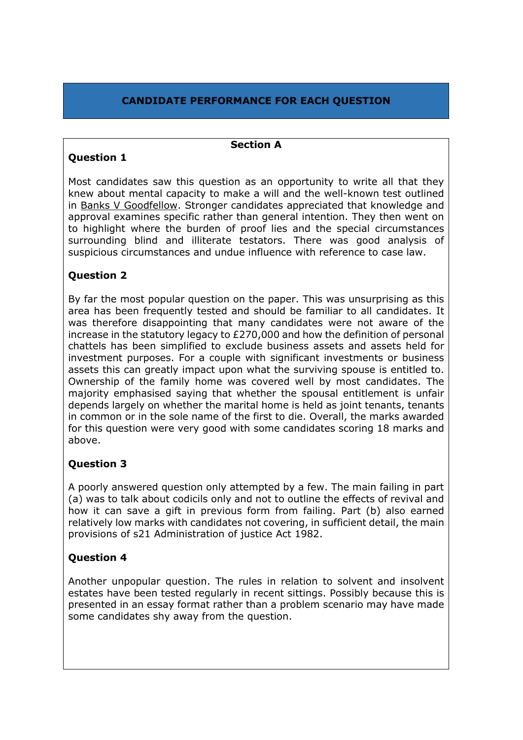## CANDIDATE PERFORMANCE FOR EACH QUESTION

### Section A

**Question 1**

Most candidates saw this question as an opportunity to write all that they knew about mental capacity to make a will and the well-known test outlined in Banks V Goodfellow. Stronger candidates appreciated that knowledge and approval examines specific rather than general intention. They then went on to highlight where the burden of proof lies and the special circumstances surrounding blind and illiterate testators. There was good analysis of suspicious circumstances and undue influence with reference to case law.

**Question 2**

By far the most popular question on the paper. This was unsurprising as this area has been frequently tested and should be familiar to all candidates. It was therefore disappointing that many candidates were not aware of the increase in the statutory legacy to £270,000 and how the definition of personal chattels has been simplified to exclude business assets and assets held for investment purposes. For a couple with significant investments or business assets this can greatly impact upon what the surviving spouse is entitled to. Ownership of the family home was covered well by most candidates. The majority emphasised saying that whether the spousal entitlement is unfair depends largely on whether the marital home is held as joint tenants, tenants in common or in the sole name of the first to die. Overall, the marks awarded for this question were very good with some candidates scoring 18 marks and above.

**Question 3**

A poorly answered question only attempted by a few. The main failing in part (a) was to talk about codicils only and not to outline the effects of revival and how it can save a gift in previous form from failing. Part (b) also earned relatively low marks with candidates not covering, in sufficient detail, the main provisions of s21 Administration of justice Act 1982.

**Question 4**

Another unpopular question. The rules in relation to solvent and insolvent estates have been tested regularly in recent sittings. Possibly because this is presented in an essay format rather than a problem scenario may have made some candidates shy away from the question.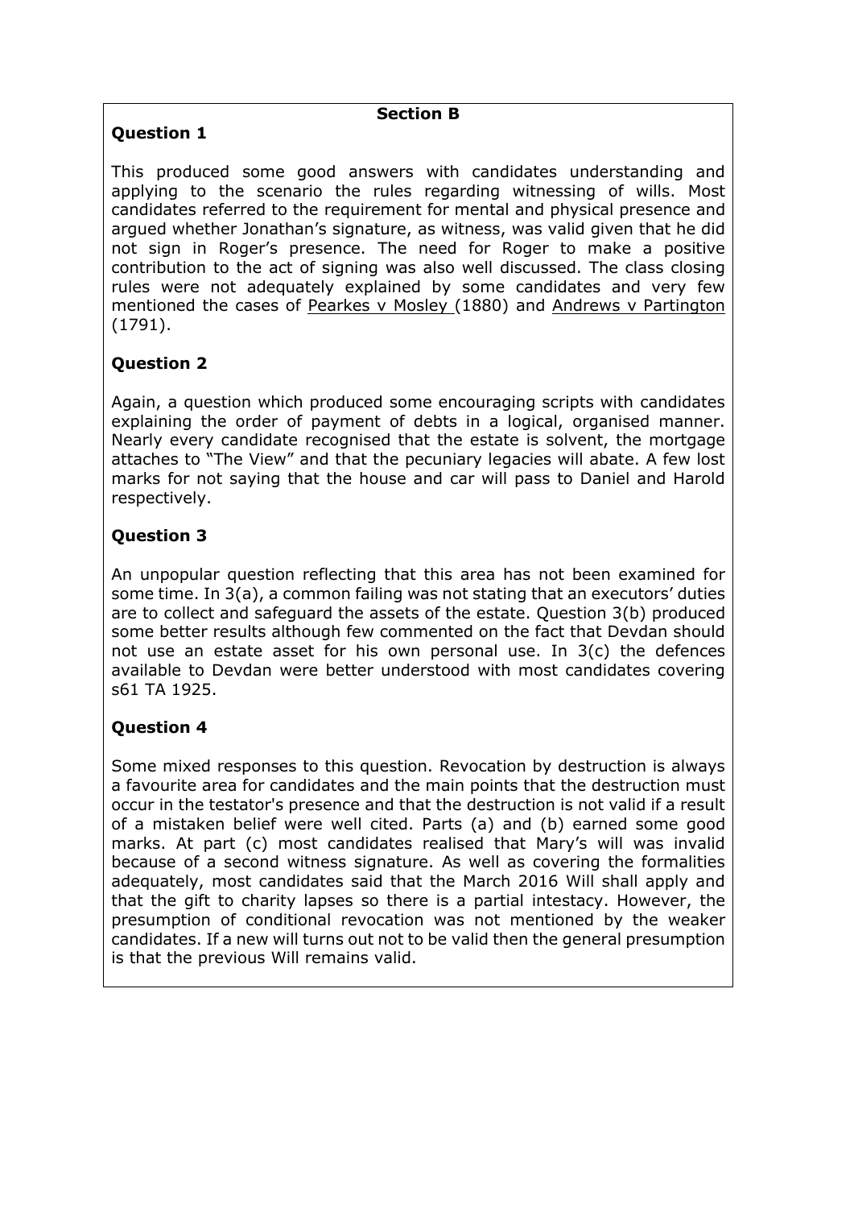## Section B

### Question 1

This produced some good answers with candidates understanding and applying to the scenario the rules regarding witnessing of wills. Most candidates referred to the requirement for mental and physical presence and argued whether Jonathan's signature, as witness, was valid given that he did not sign in Roger's presence. The need for Roger to make a positive contribution to the act of signing was also well discussed. The class closing rules were not adequately explained by some candidates and very few mentioned the cases of Pearkes v Mosley (1880) and Andrews v Partington (1791).

### Question 2

Again, a question which produced some encouraging scripts with candidates explaining the order of payment of debts in a logical, organised manner. Nearly every candidate recognised that the estate is solvent, the mortgage attaches to "The View" and that the pecuniary legacies will abate. A few lost marks for not saying that the house and car will pass to Daniel and Harold respectively.

### Question 3

An unpopular question reflecting that this area has not been examined for some time. In 3(a), a common failing was not stating that an executors' duties are to collect and safeguard the assets of the estate. Question 3(b) produced some better results although few commented on the fact that Devdan should not use an estate asset for his own personal use. In 3(c) the defences available to Devdan were better understood with most candidates covering s61 TA 1925.

### Question 4

Some mixed responses to this question. Revocation by destruction is always a favourite area for candidates and the main points that the destruction must occur in the testator's presence and that the destruction is not valid if a result of a mistaken belief were well cited. Parts (a) and (b) earned some good marks. At part (c) most candidates realised that Mary's will was invalid because of a second witness signature. As well as covering the formalities adequately, most candidates said that the March 2016 Will shall apply and that the gift to charity lapses so there is a partial intestacy. However, the presumption of conditional revocation was not mentioned by the weaker candidates. If a new will turns out not to be valid then the general presumption is that the previous Will remains valid.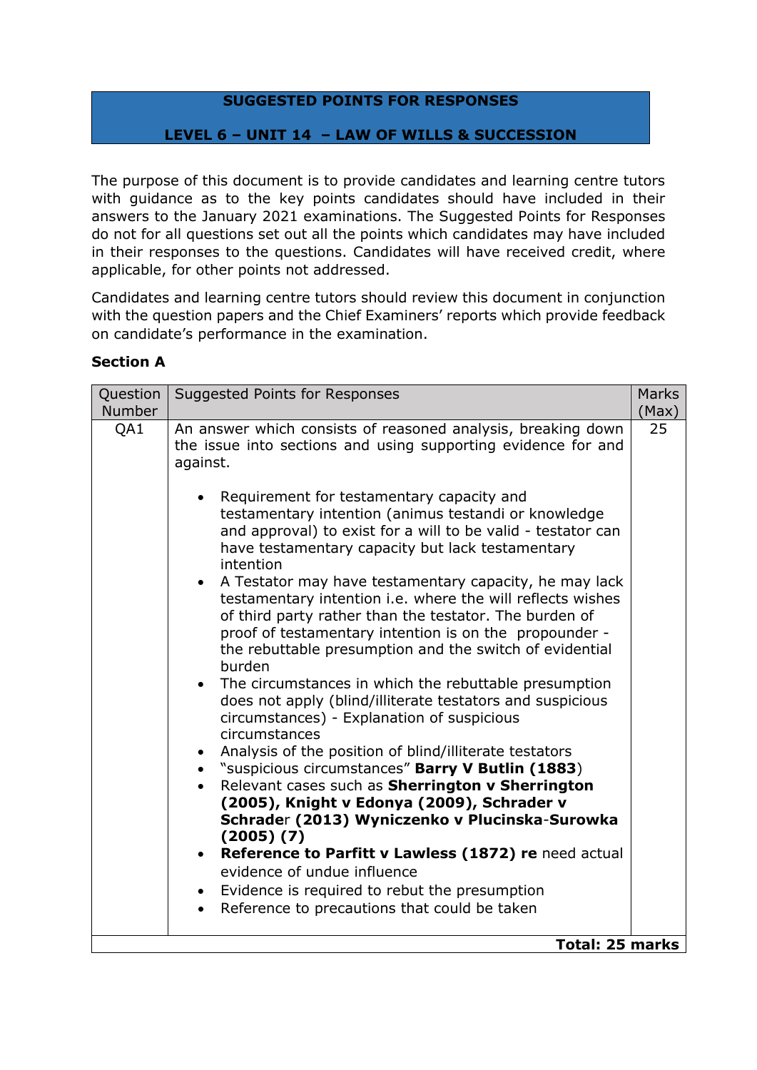**SUGGESTED POINTS FOR RESPONSES**

**LEVEL 6 – UNIT 14 – LAW OF WILLS & SUCCESSION**

The purpose of this document is to provide candidates and learning centre tutors with guidance as to the key points candidates should have included in their answers to the January 2021 examinations. The Suggested Points for Responses do not for all questions set out all the points which candidates may have included in their responses to the questions. Candidates will have received credit, where applicable, for other points not addressed.

Candidates and learning centre tutors should review this document in conjunction with the question papers and the Chief Examiners' reports which provide feedback on candidate's performance in the examination.

## Section A

| Question Number | Suggested Points for Responses | Marks (Max) |
|---|---|---|
| QA1 | An answer which consists of reasoned analysis, breaking down the issue into sections and using supporting evidence for and against.<br><br>• Requirement for testamentary capacity and testamentary intention (animus testandi or knowledge and approval) to exist for a will to be valid - testator can have testamentary capacity but lack testamentary intention<br>• A Testator may have testamentary capacity, he may lack testamentary intention i.e. where the will reflects wishes of third party rather than the testator. The burden of proof of testamentary intention is on the propounder - the rebuttable presumption and the switch of evidential burden<br>• The circumstances in which the rebuttable presumption does not apply (blind/illiterate testators and suspicious circumstances) - Explanation of suspicious circumstances<br>• Analysis of the position of blind/illiterate testators<br>• "suspicious circumstances" **Barry V Butlin (1883**)<br>• Relevant cases such as **Sherrington v Sherrington (2005), Knight v Edonya (2009), Schrader v Schrade**r **(2013) Wyniczenko v Plucinska**-**Surowka (2005) (7)**<br>• **Reference to Parfitt v Lawless (1872) re** need actual evidence of undue influence<br>• Evidence is required to rebut the presumption<br>• Reference to precautions that could be taken | 25 |
| | | **Total: 25 marks** |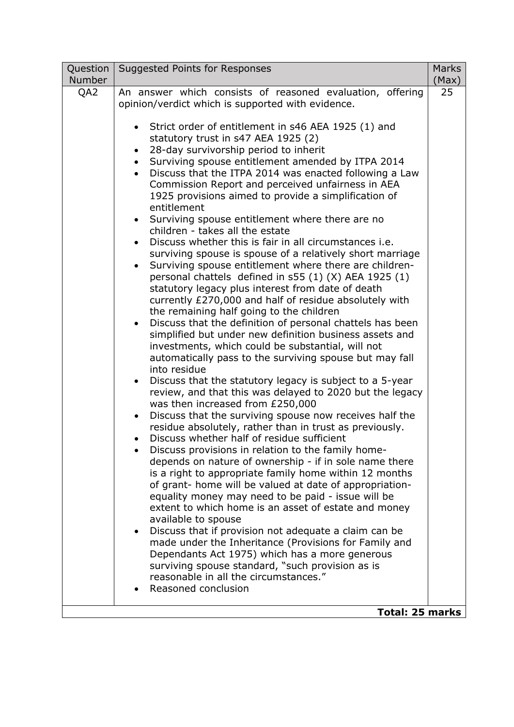| Question Number | Suggested Points for Responses | Marks (Max) |
|---|---|---|
| QA2 | An answer which consists of reasoned evaluation, offering opinion/verdict which is supported with evidence.<br><br>• Strict order of entitlement in s46 AEA 1925 (1) and statutory trust in s47 AEA 1925 (2)<br>• 28-day survivorship period to inherit<br>• Surviving spouse entitlement amended by ITPA 2014<br>• Discuss that the ITPA 2014 was enacted following a Law Commission Report and perceived unfairness in AEA 1925 provisions aimed to provide a simplification of entitlement<br>• Surviving spouse entitlement where there are no children - takes all the estate<br>• Discuss whether this is fair in all circumstances i.e. surviving spouse is spouse of a relatively short marriage<br>• Surviving spouse entitlement where there are children- personal chattels defined in s55 (1) (X) AEA 1925 (1) statutory legacy plus interest from date of death currently £270,000 and half of residue absolutely with the remaining half going to the children<br>• Discuss that the definition of personal chattels has been simplified but under new definition business assets and investments, which could be substantial, will not automatically pass to the surviving spouse but may fall into residue<br>• Discuss that the statutory legacy is subject to a 5-year review, and that this was delayed to 2020 but the legacy was then increased from £250,000<br>• Discuss that the surviving spouse now receives half the residue absolutely, rather than in trust as previously.<br>• Discuss whether half of residue sufficient<br>• Discuss provisions in relation to the family home- depends on nature of ownership - if in sole name there is a right to appropriate family home within 12 months of grant- home will be valued at date of appropriation- equality money may need to be paid - issue will be extent to which home is an asset of estate and money available to spouse<br>• Discuss that if provision not adequate a claim can be made under the Inheritance (Provisions for Family and Dependants Act 1975) which has a more generous surviving spouse standard, "such provision as is reasonable in all the circumstances."<br>• Reasoned conclusion | 25 |
| | | **Total: 25 marks** |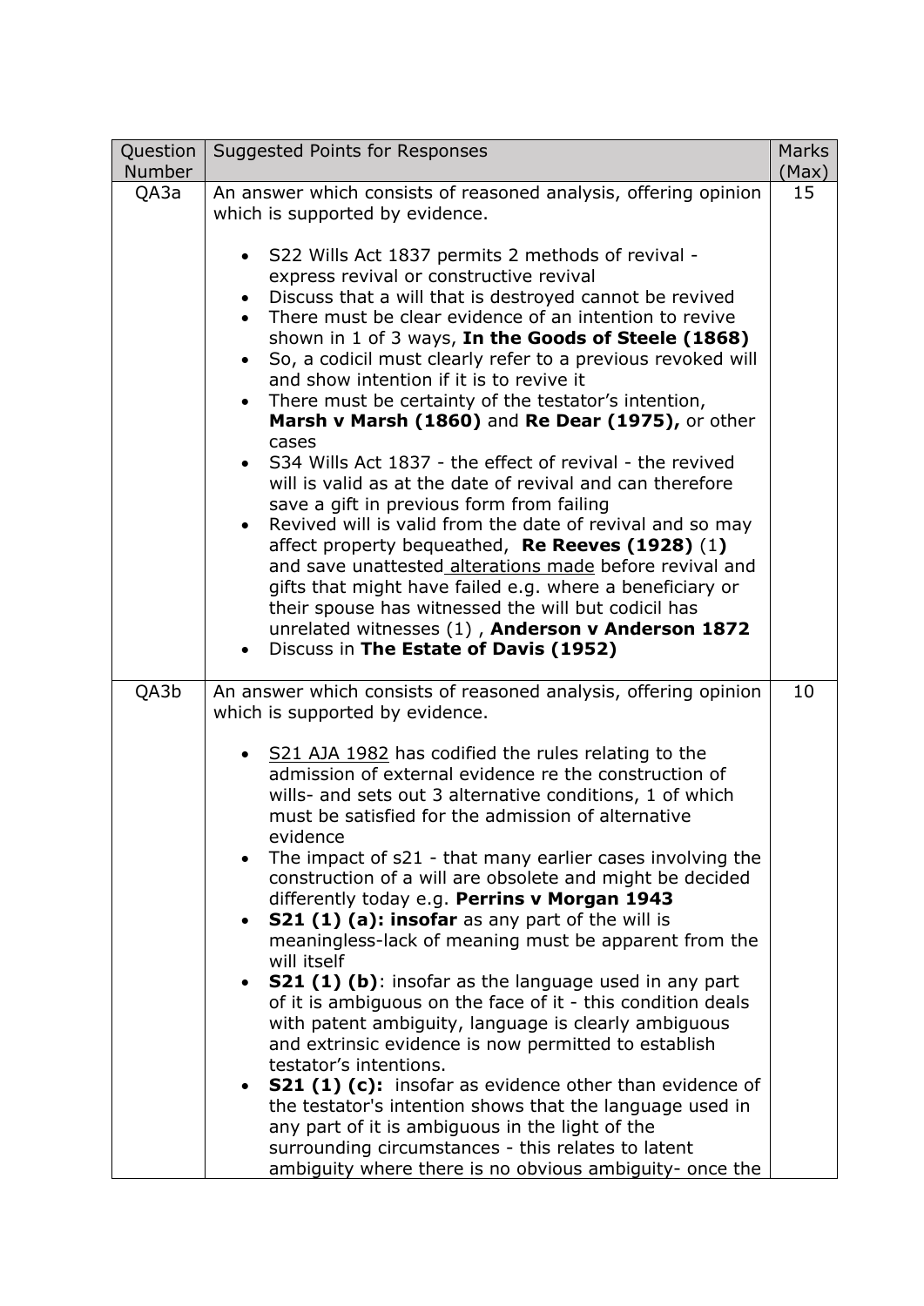| Question Number | Suggested Points for Responses | Marks (Max) |
|---|---|---|
| QA3a | An answer which consists of reasoned analysis, offering opinion which is supported by evidence.<br><br>• S22 Wills Act 1837 permits 2 methods of revival - express revival or constructive revival<br>• Discuss that a will that is destroyed cannot be revived<br>• There must be clear evidence of an intention to revive shown in 1 of 3 ways, **In the Goods of Steele (1868)**<br>• So, a codicil must clearly refer to a previous revoked will and show intention if it is to revive it<br>• There must be certainty of the testator's intention, **Marsh v Marsh (1860)** and **Re Dear (1975),** or other cases<br>• S34 Wills Act 1837 - the effect of revival - the revived will is valid as at the date of revival and can therefore save a gift in previous form from failing<br>• Revived will is valid from the date of revival and so may affect property bequeathed, **Re Reeves (1928)** (1**)** and save unattested alterations made before revival and gifts that might have failed e.g. where a beneficiary or their spouse has witnessed the will but codicil has unrelated witnesses (1) , **Anderson v Anderson 1872**<br>• Discuss in **The Estate of Davis (1952)** | 15 |
| QA3b | An answer which consists of reasoned analysis, offering opinion which is supported by evidence.<br><br>• S21 AJA 1982 has codified the rules relating to the admission of external evidence re the construction of wills- and sets out 3 alternative conditions, 1 of which must be satisfied for the admission of alternative evidence<br>• The impact of s21 - that many earlier cases involving the construction of a will are obsolete and might be decided differently today e.g. **Perrins v Morgan 1943**<br>• **S21 (1) (a): insofar** as any part of the will is meaningless-lack of meaning must be apparent from the will itself<br>• **S21 (1) (b)**: insofar as the language used in any part of it is ambiguous on the face of it - this condition deals with patent ambiguity, language is clearly ambiguous and extrinsic evidence is now permitted to establish testator's intentions.<br>• **S21 (1) (c):** insofar as evidence other than evidence of the testator's intention shows that the language used in any part of it is ambiguous in the light of the surrounding circumstances - this relates to latent ambiguity where there is no obvious ambiguity- once the | 10 |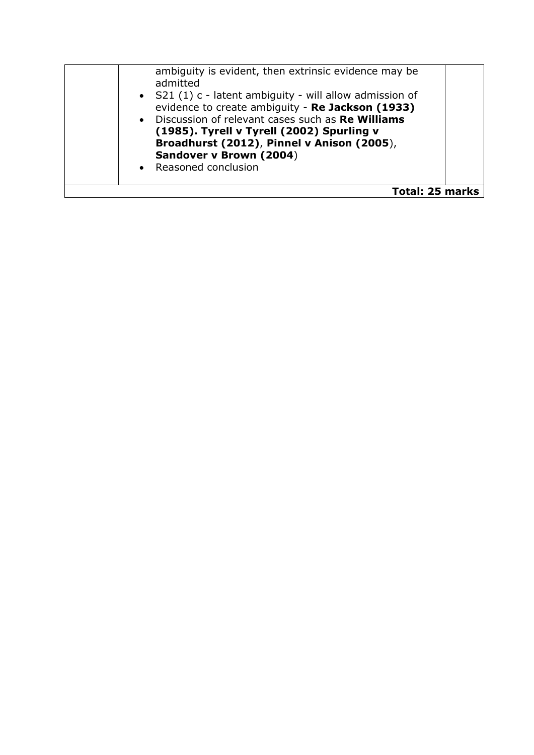| | | |
|---|---|---|
| | ambiguity is evident, then extrinsic evidence may be admitted<br>• S21 (1) c - latent ambiguity - will allow admission of evidence to create ambiguity - **Re Jackson (1933)**<br>• Discussion of relevant cases such as **Re Williams (1985). Tyrell v Tyrell (2002) Spurling v Broadhurst (2012)**, **Pinnel v Anison (2005**), **Sandover v Brown (2004**)<br>• Reasoned conclusion | |
| | | **Total: 25 marks** |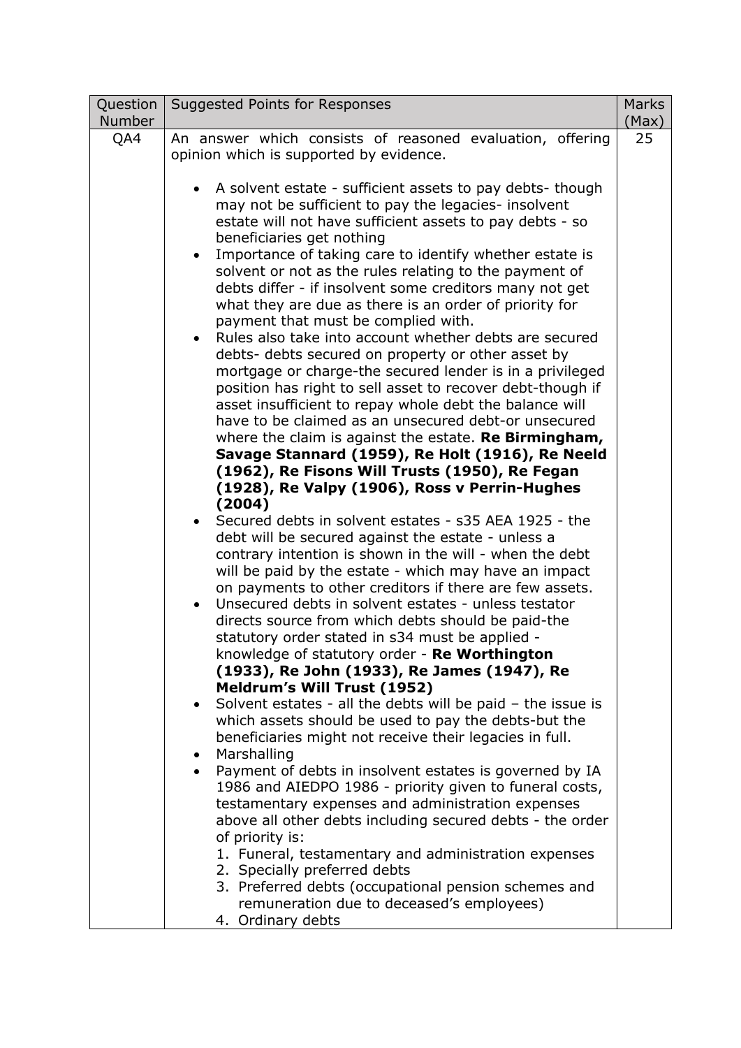| Question Number | Suggested Points for Responses | Marks (Max) |
|---|---|---|
| QA4 | An answer which consists of reasoned evaluation, offering opinion which is supported by evidence.<br><br>• A solvent estate - sufficient assets to pay debts- though may not be sufficient to pay the legacies- insolvent estate will not have sufficient assets to pay debts - so beneficiaries get nothing<br>• Importance of taking care to identify whether estate is solvent or not as the rules relating to the payment of debts differ - if insolvent some creditors many not get what they are due as there is an order of priority for payment that must be complied with.<br>• Rules also take into account whether debts are secured debts- debts secured on property or other asset by mortgage or charge-the secured lender is in a privileged position has right to sell asset to recover debt-though if asset insufficient to repay whole debt the balance will have to be claimed as an unsecured debt-or unsecured where the claim is against the estate. **Re Birmingham, Savage Stannard (1959), Re Holt (1916), Re Neeld (1962), Re Fisons Will Trusts (1950), Re Fegan (1928), Re Valpy (1906), Ross v Perrin-Hughes (2004)**<br>• Secured debts in solvent estates - s35 AEA 1925 - the debt will be secured against the estate - unless a contrary intention is shown in the will - when the debt will be paid by the estate - which may have an impact on payments to other creditors if there are few assets.<br>• Unsecured debts in solvent estates - unless testator directs source from which debts should be paid-the statutory order stated in s34 must be applied - knowledge of statutory order - **Re Worthington (1933), Re John (1933), Re James (1947), Re Meldrum's Will Trust (1952)**<br>• Solvent estates - all the debts will be paid – the issue is which assets should be used to pay the debts-but the beneficiaries might not receive their legacies in full.<br>• Marshalling<br>• Payment of debts in insolvent estates is governed by IA 1986 and AIEDPO 1986 - priority given to funeral costs, testamentary expenses and administration expenses above all other debts including secured debts - the order of priority is:<br>1. Funeral, testamentary and administration expenses<br>2. Specially preferred debts<br>3. Preferred debts (occupational pension schemes and remuneration due to deceased's employees)<br>4. Ordinary debts | 25 |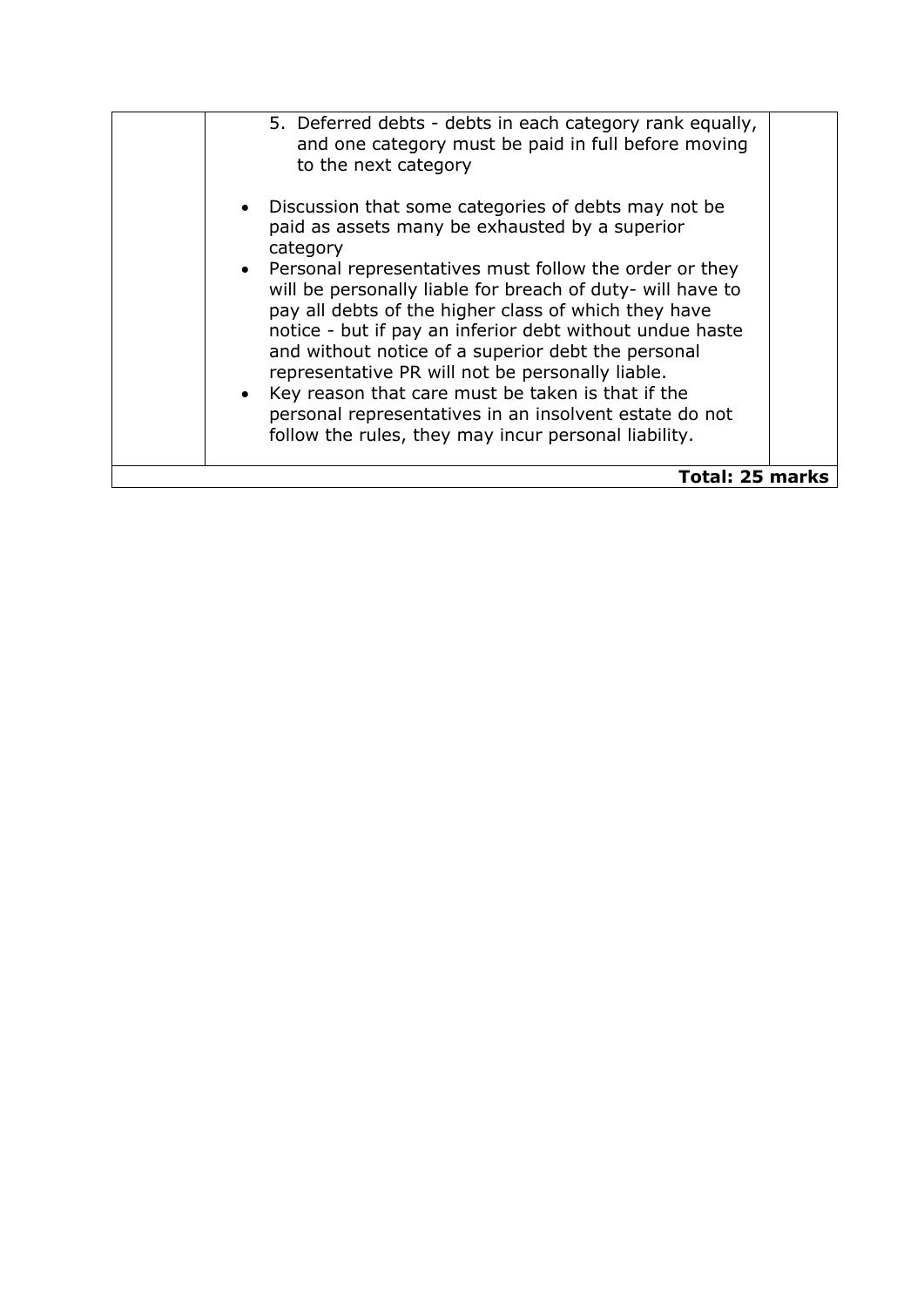| | | |
|---|---|---|
| | 5. Deferred debts - debts in each category rank equally, and one category must be paid in full before moving to the next category<br><br>• Discussion that some categories of debts may not be paid as assets many be exhausted by a superior category<br>• Personal representatives must follow the order or they will be personally liable for breach of duty- will have to pay all debts of the higher class of which they have notice - but if pay an inferior debt without undue haste and without notice of a superior debt the personal representative PR will not be personally liable.<br>• Key reason that care must be taken is that if the personal representatives in an insolvent estate do not follow the rules, they may incur personal liability. | |
| | | **Total: 25 marks** |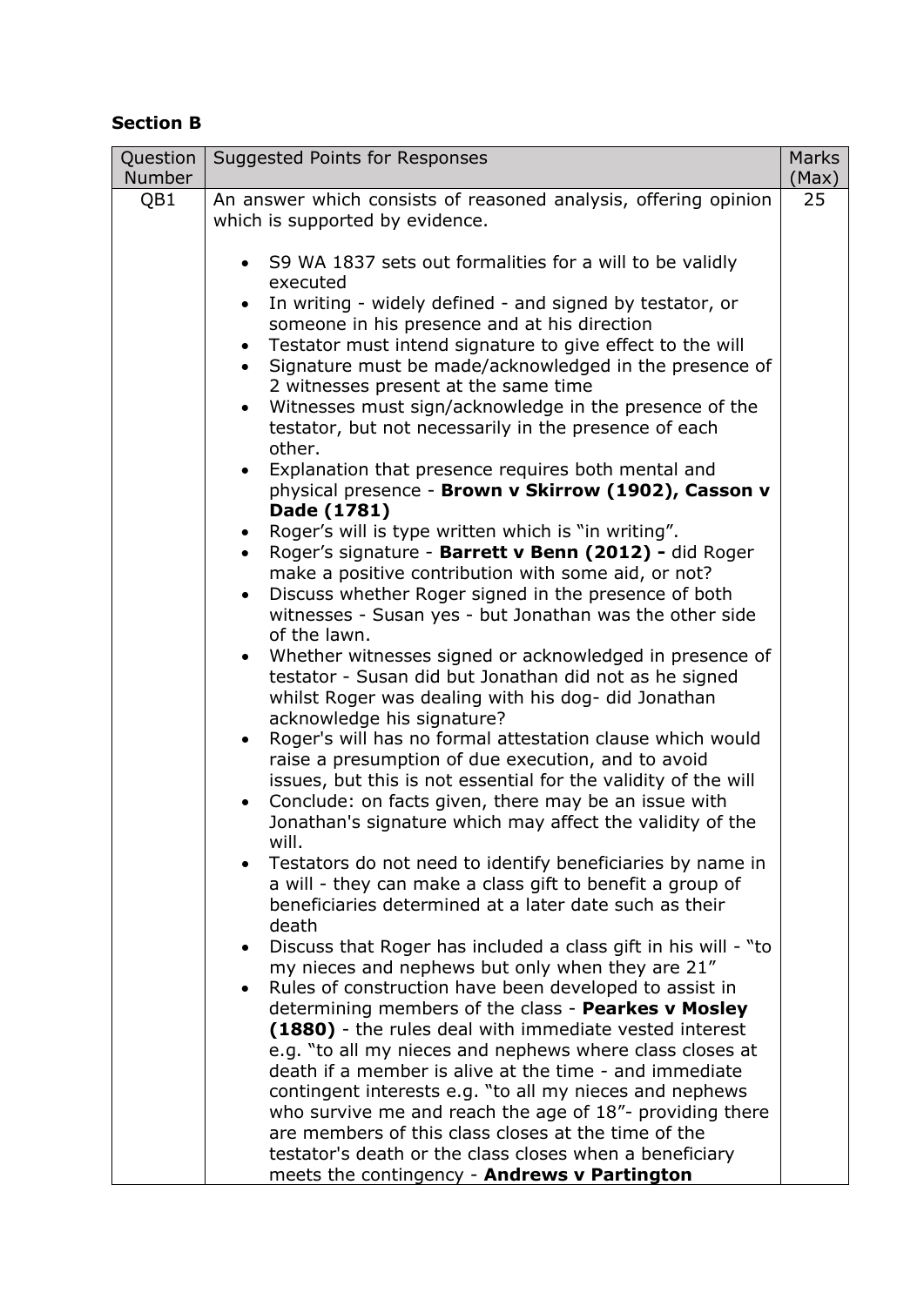## Section B

| Question Number | Suggested Points for Responses | Marks (Max) |
|---|---|---|
| QB1 | An answer which consists of reasoned analysis, offering opinion which is supported by evidence.<br><br>• S9 WA 1837 sets out formalities for a will to be validly executed<br>• In writing - widely defined - and signed by testator, or someone in his presence and at his direction<br>• Testator must intend signature to give effect to the will<br>• Signature must be made/acknowledged in the presence of 2 witnesses present at the same time<br>• Witnesses must sign/acknowledge in the presence of the testator, but not necessarily in the presence of each other.<br>• Explanation that presence requires both mental and physical presence - **Brown v Skirrow (1902), Casson v Dade (1781)**<br>• Roger's will is type written which is "in writing".<br>• Roger's signature - **Barrett v Benn (2012) -** did Roger make a positive contribution with some aid, or not?<br>• Discuss whether Roger signed in the presence of both witnesses - Susan yes - but Jonathan was the other side of the lawn.<br>• Whether witnesses signed or acknowledged in presence of testator - Susan did but Jonathan did not as he signed whilst Roger was dealing with his dog- did Jonathan acknowledge his signature?<br>• Roger's will has no formal attestation clause which would raise a presumption of due execution, and to avoid issues, but this is not essential for the validity of the will<br>• Conclude: on facts given, there may be an issue with Jonathan's signature which may affect the validity of the will.<br>• Testators do not need to identify beneficiaries by name in a will - they can make a class gift to benefit a group of beneficiaries determined at a later date such as their death<br>• Discuss that Roger has included a class gift in his will - "to my nieces and nephews but only when they are 21"<br>• Rules of construction have been developed to assist in determining members of the class - **Pearkes v Mosley (1880)** - the rules deal with immediate vested interest e.g. "to all my nieces and nephews where class closes at death if a member is alive at the time - and immediate contingent interests e.g. "to all my nieces and nephews who survive me and reach the age of 18"- providing there are members of this class closes at the time of the testator's death or the class closes when a beneficiary meets the contingency - **Andrews v Partington** | 25 |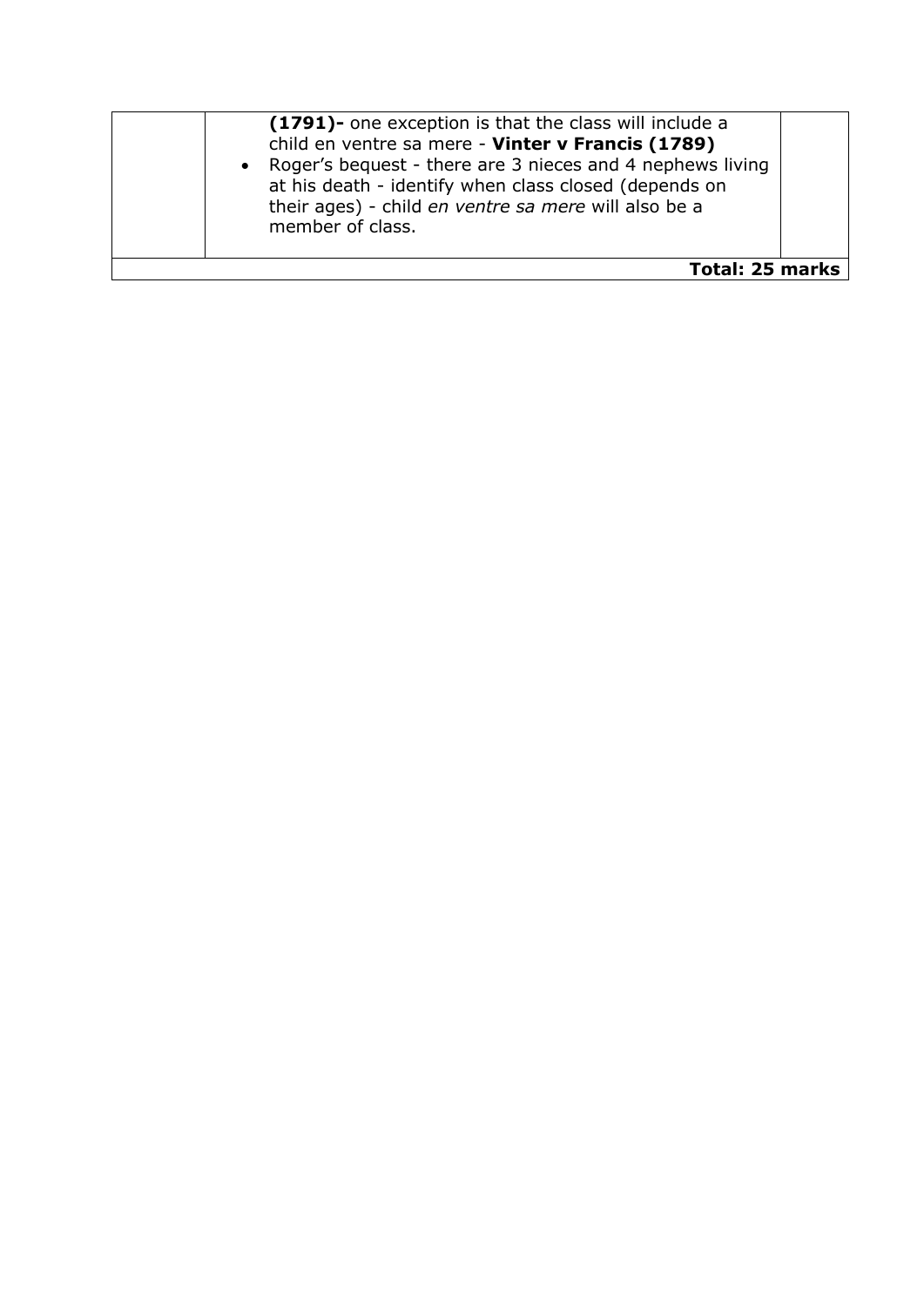| | | |
|---|---|---|
| | **(1791)-** one exception is that the class will include a child en ventre sa mere - **Vinter v Francis (1789)**<br>• Roger's bequest - there are 3 nieces and 4 nephews living at his death - identify when class closed (depends on their ages) - child *en ventre sa mere* will also be a member of class. | |
| **Total: 25 marks** | | |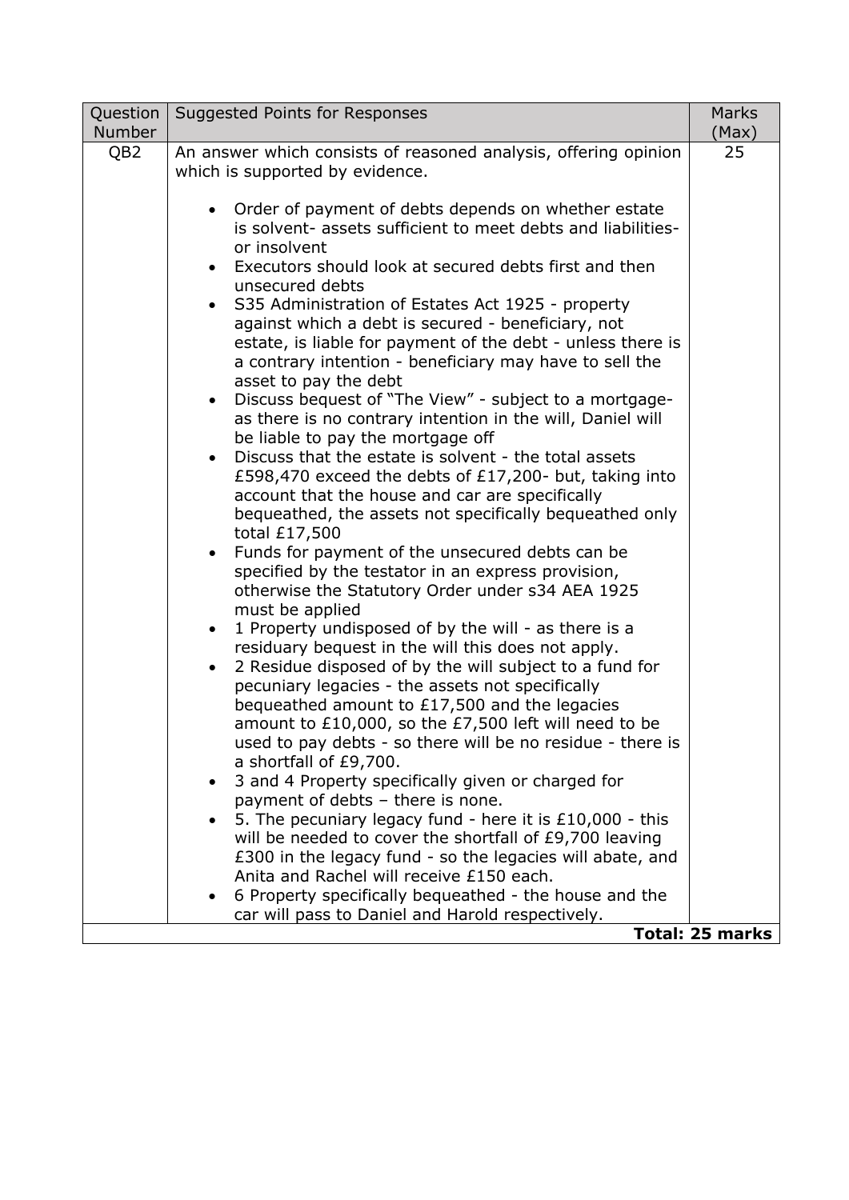| Question Number | Suggested Points for Responses | Marks (Max) |
|---|---|---|
| QB2 | An answer which consists of reasoned analysis, offering opinion which is supported by evidence.<br><br>• Order of payment of debts depends on whether estate is solvent- assets sufficient to meet debts and liabilities- or insolvent<br>• Executors should look at secured debts first and then unsecured debts<br>• S35 Administration of Estates Act 1925 - property against which a debt is secured - beneficiary, not estate, is liable for payment of the debt - unless there is a contrary intention - beneficiary may have to sell the asset to pay the debt<br>• Discuss bequest of "The View" - subject to a mortgage- as there is no contrary intention in the will, Daniel will be liable to pay the mortgage off<br>• Discuss that the estate is solvent - the total assets £598,470 exceed the debts of £17,200- but, taking into account that the house and car are specifically bequeathed, the assets not specifically bequeathed only total £17,500<br>• Funds for payment of the unsecured debts can be specified by the testator in an express provision, otherwise the Statutory Order under s34 AEA 1925 must be applied<br>• 1 Property undisposed of by the will - as there is a residuary bequest in the will this does not apply.<br>• 2 Residue disposed of by the will subject to a fund for pecuniary legacies - the assets not specifically bequeathed amount to £17,500 and the legacies amount to £10,000, so the £7,500 left will need to be used to pay debts - so there will be no residue - there is a shortfall of £9,700.<br>• 3 and 4 Property specifically given or charged for payment of debts – there is none.<br>• 5. The pecuniary legacy fund - here it is £10,000 - this will be needed to cover the shortfall of £9,700 leaving £300 in the legacy fund - so the legacies will abate, and Anita and Rachel will receive £150 each.<br>• 6 Property specifically bequeathed - the house and the car will pass to Daniel and Harold respectively. | 25 |
| | | **Total: 25 marks** |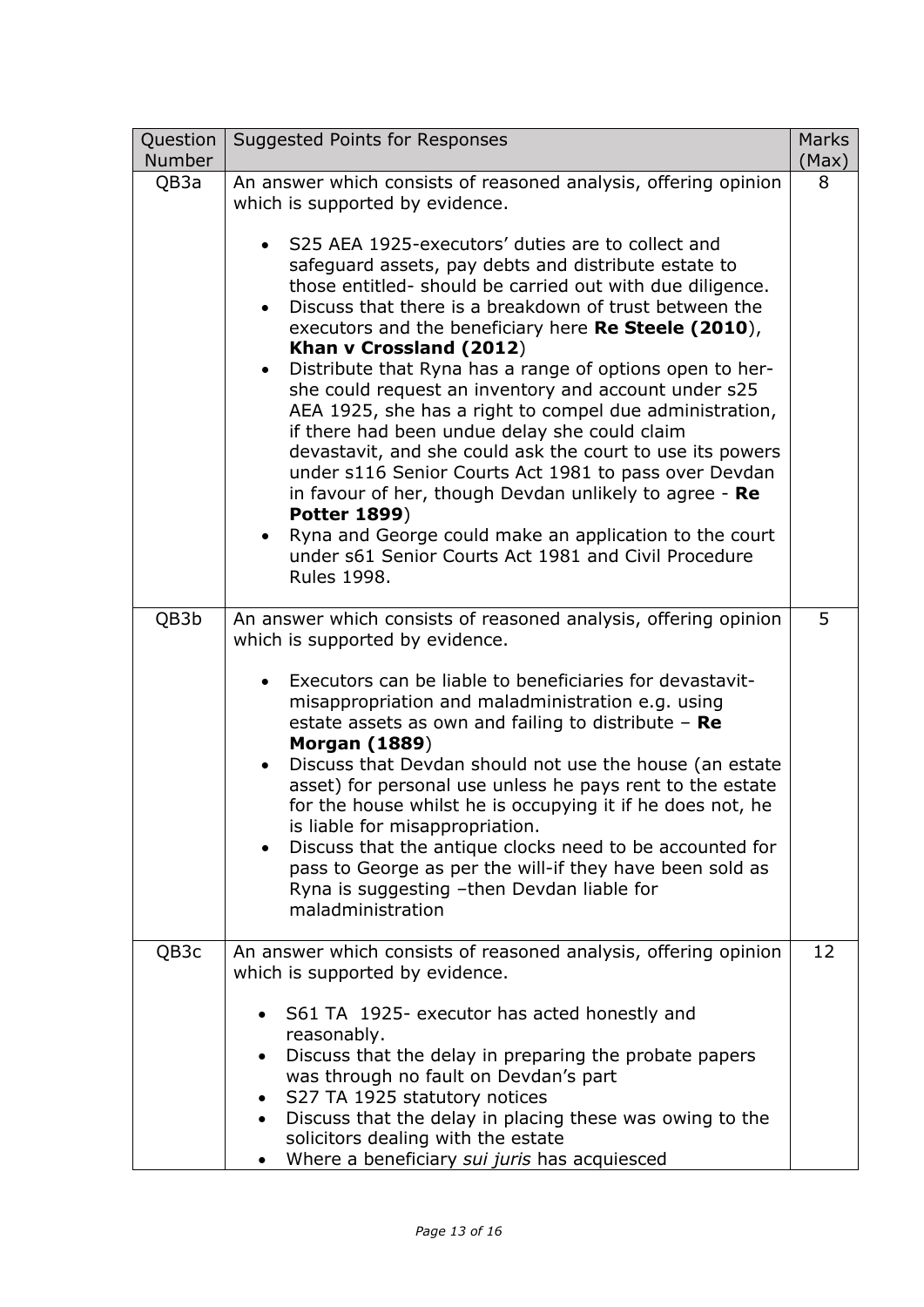| Question Number | Suggested Points for Responses | Marks (Max) |
|---|---|---|
| QB3a | An answer which consists of reasoned analysis, offering opinion which is supported by evidence.<br><br>• S25 AEA 1925-executors' duties are to collect and safeguard assets, pay debts and distribute estate to those entitled- should be carried out with due diligence.<br>• Discuss that there is a breakdown of trust between the executors and the beneficiary here **Re Steele (2010**), **Khan v Crossland (2012**)<br>• Distribute that Ryna has a range of options open to her-she could request an inventory and account under s25 AEA 1925, she has a right to compel due administration, if there had been undue delay she could claim devastavit, and she could ask the court to use its powers under s116 Senior Courts Act 1981 to pass over Devdan in favour of her, though Devdan unlikely to agree - **Re Potter 1899**)<br>• Ryna and George could make an application to the court under s61 Senior Courts Act 1981 and Civil Procedure Rules 1998. | 8 |
| QB3b | An answer which consists of reasoned analysis, offering opinion which is supported by evidence.<br><br>• Executors can be liable to beneficiaries for devastavit-misappropriation and maladministration e.g. using estate assets as own and failing to distribute – **Re Morgan (1889**)<br>• Discuss that Devdan should not use the house (an estate asset) for personal use unless he pays rent to the estate for the house whilst he is occupying it if he does not, he is liable for misappropriation.<br>• Discuss that the antique clocks need to be accounted for pass to George as per the will-if they have been sold as Ryna is suggesting –then Devdan liable for maladministration | 5 |
| QB3c | An answer which consists of reasoned analysis, offering opinion which is supported by evidence.<br><br>• S61 TA 1925- executor has acted honestly and reasonably.<br>• Discuss that the delay in preparing the probate papers was through no fault on Devdan's part<br>• S27 TA 1925 statutory notices<br>• Discuss that the delay in placing these was owing to the solicitors dealing with the estate<br>• Where a beneficiary *sui juris* has acquiesced | 12 |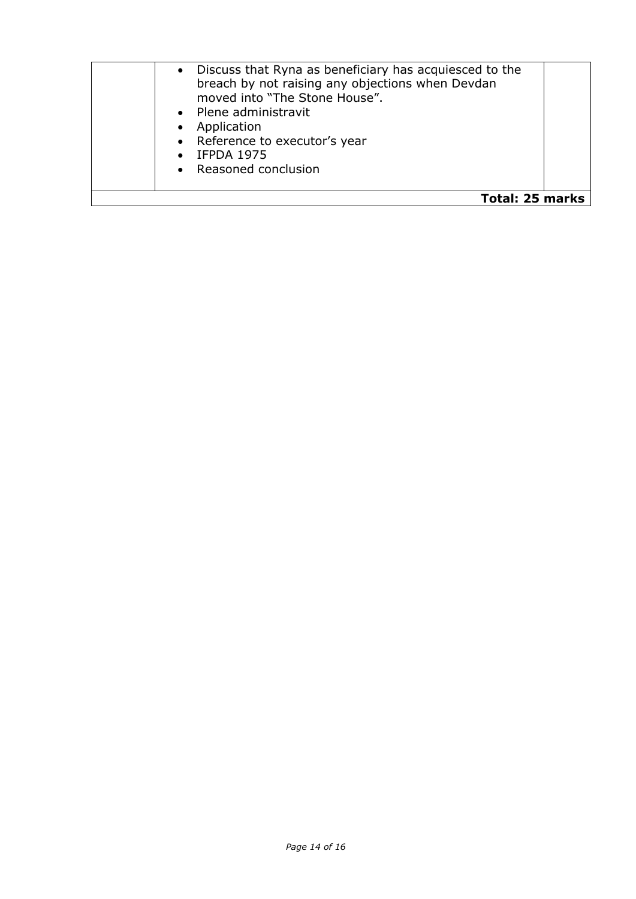| | | |
|---|---|---|
| | • Discuss that Ryna as beneficiary has acquiesced to the breach by not raising any objections when Devdan moved into "The Stone House".<br>• Plene administravit<br>• Application<br>• Reference to executor's year<br>• IFPDA 1975<br>• Reasoned conclusion | |
| | | **Total: 25 marks** |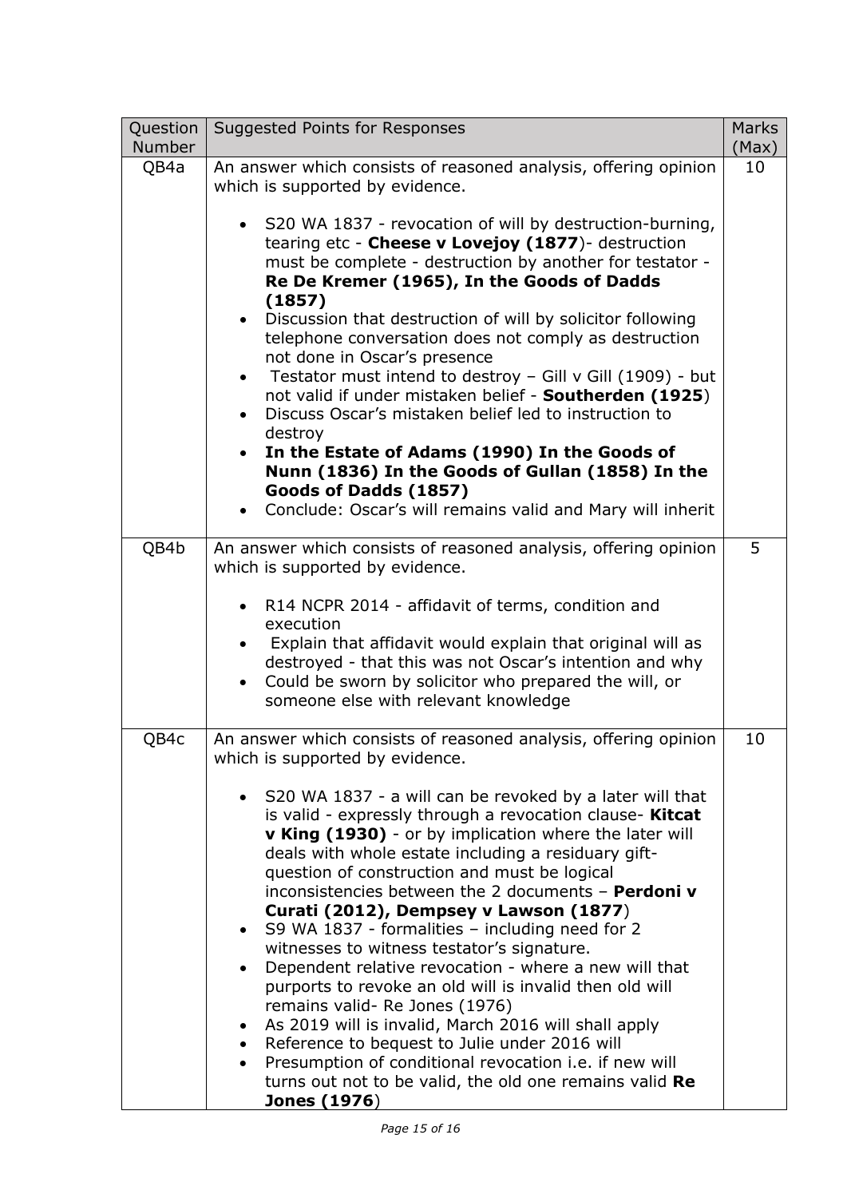| Question Number | Suggested Points for Responses | Marks (Max) |
|---|---|---|
| QB4a | An answer which consists of reasoned analysis, offering opinion which is supported by evidence.<br><br>• S20 WA 1837 - revocation of will by destruction-burning, tearing etc - **Cheese v Lovejoy (1877)**- destruction must be complete - destruction by another for testator - **Re De Kremer (1965), In the Goods of Dadds (1857)**<br>• Discussion that destruction of will by solicitor following telephone conversation does not comply as destruction not done in Oscar's presence<br>• Testator must intend to destroy – Gill v Gill (1909) - but not valid if under mistaken belief - **Southerden (1925**)<br>• Discuss Oscar's mistaken belief led to instruction to destroy<br>• **In the Estate of Adams (1990) In the Goods of Nunn (1836) In the Goods of Gullan (1858) In the Goods of Dadds (1857)**<br>• Conclude: Oscar's will remains valid and Mary will inherit | 10 |
| QB4b | An answer which consists of reasoned analysis, offering opinion which is supported by evidence.<br><br>• R14 NCPR 2014 - affidavit of terms, condition and execution<br>• Explain that affidavit would explain that original will as destroyed - that this was not Oscar's intention and why<br>• Could be sworn by solicitor who prepared the will, or someone else with relevant knowledge | 5 |
| QB4c | An answer which consists of reasoned analysis, offering opinion which is supported by evidence.<br><br>• S20 WA 1837 - a will can be revoked by a later will that is valid - expressly through a revocation clause- **Kitcat v King (1930)** - or by implication where the later will deals with whole estate including a residuary gift- question of construction and must be logical inconsistencies between the 2 documents – **Perdoni v Curati (2012), Dempsey v Lawson (1877**)<br>• S9 WA 1837 - formalities – including need for 2 witnesses to witness testator's signature.<br>• Dependent relative revocation - where a new will that purports to revoke an old will is invalid then old will remains valid- Re Jones (1976)<br>• As 2019 will is invalid, March 2016 will shall apply<br>• Reference to bequest to Julie under 2016 will<br>• Presumption of conditional revocation i.e. if new will turns out not to be valid, the old one remains valid **Re Jones (1976**) | 10 |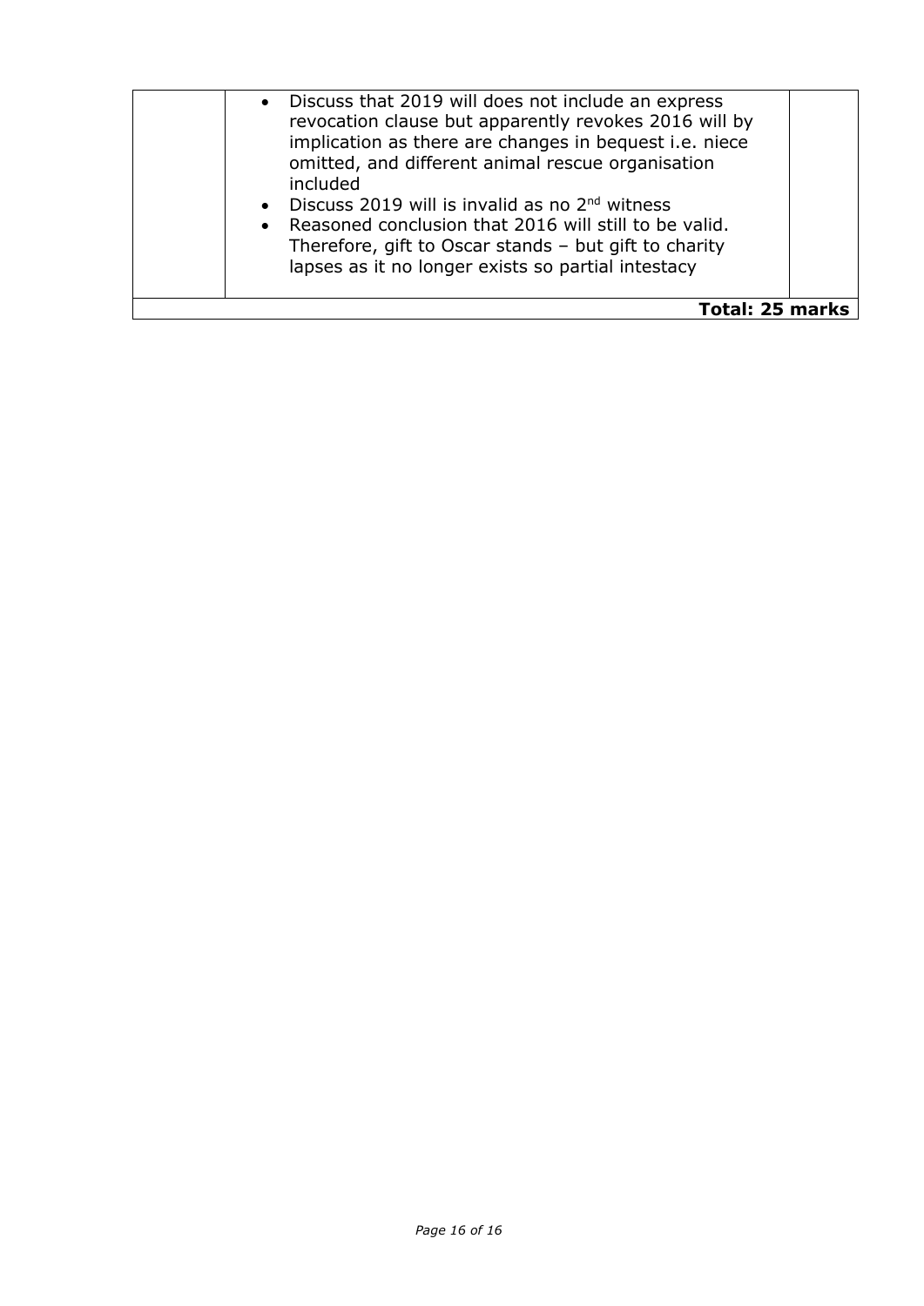| | | |
|---|---|---|
| | • Discuss that 2019 will does not include an express revocation clause but apparently revokes 2016 will by implication as there are changes in bequest i.e. niece omitted, and different animal rescue organisation included<br>• Discuss 2019 will is invalid as no 2nd witness<br>• Reasoned conclusion that 2016 will still to be valid. Therefore, gift to Oscar stands – but gift to charity lapses as it no longer exists so partial intestacy | |
| | | **Total: 25 marks** |